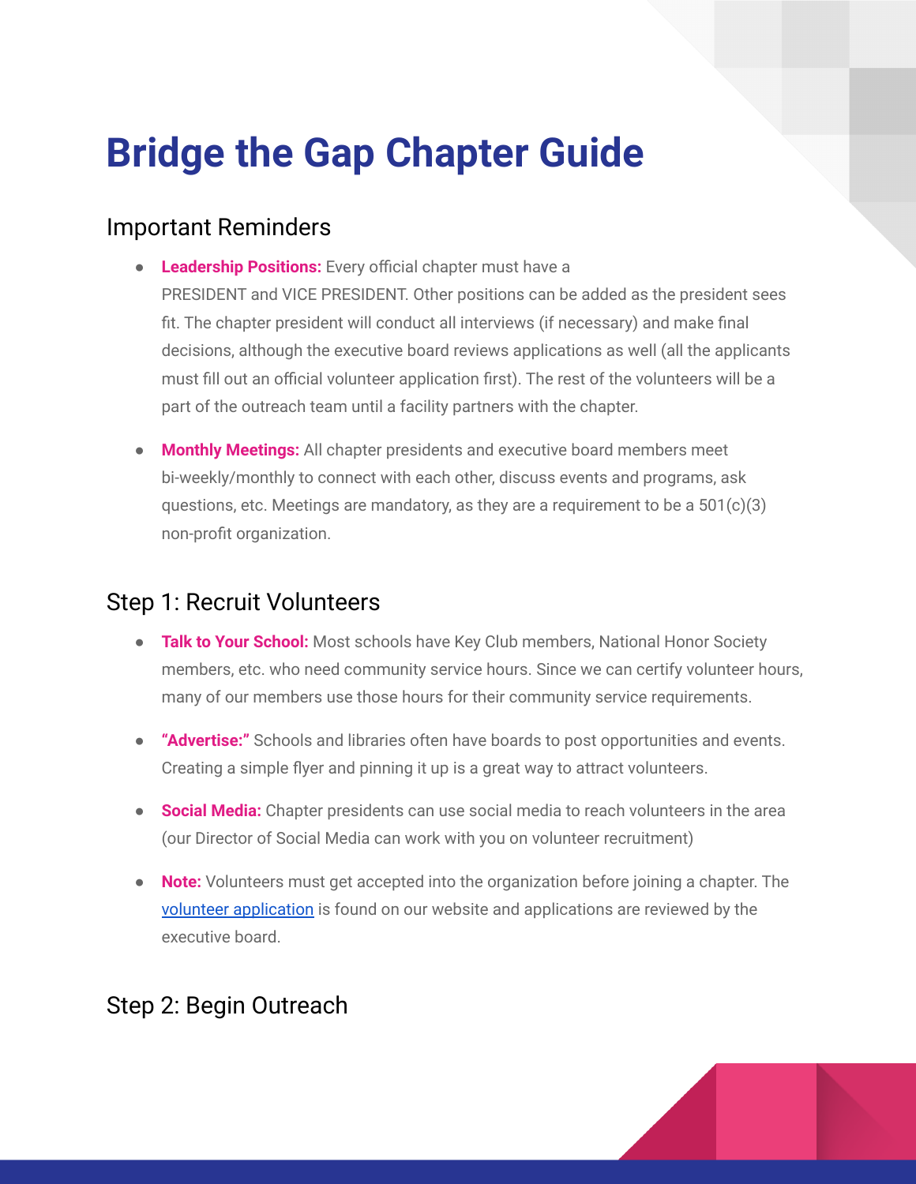# Bridge the Gap Chapter Guide

## Important Reminders

- **Leadership Positions:** Every official chapter must have a PRESIDENT and VICE PRESIDENT. Other positions can be added as the president sees fit. The chapter president will conduct all interviews (if necessary) and make final decisions, although the executive board reviews applications as well (all the applicants must fill out an official volunteer application first). The rest of the volunteers will be a part of the outreach team until a facility partners with the chapter.

- **Monthly Meetings:** All chapter presidents and executive board members meet bi-weekly/monthly to connect with each other, discuss events and programs, ask questions, etc. Meetings are mandatory, as they are a requirement to be a 501(c)(3) non-profit organization.

## Step 1: Recruit Volunteers

- **Talk to Your School:** Most schools have Key Club members, National Honor Society members, etc. who need community service hours. Since we can certify volunteer hours, many of our members use those hours for their community service requirements.

- **"Advertise:"** Schools and libraries often have boards to post opportunities and events. Creating a simple flyer and pinning it up is a great way to attract volunteers.

- **Social Media:** Chapter presidents can use social media to reach volunteers in the area (our Director of Social Media can work with you on volunteer recruitment)

- **Note:** Volunteers must get accepted into the organization before joining a chapter. The volunteer application is found on our website and applications are reviewed by the executive board.

## Step 2: Begin Outreach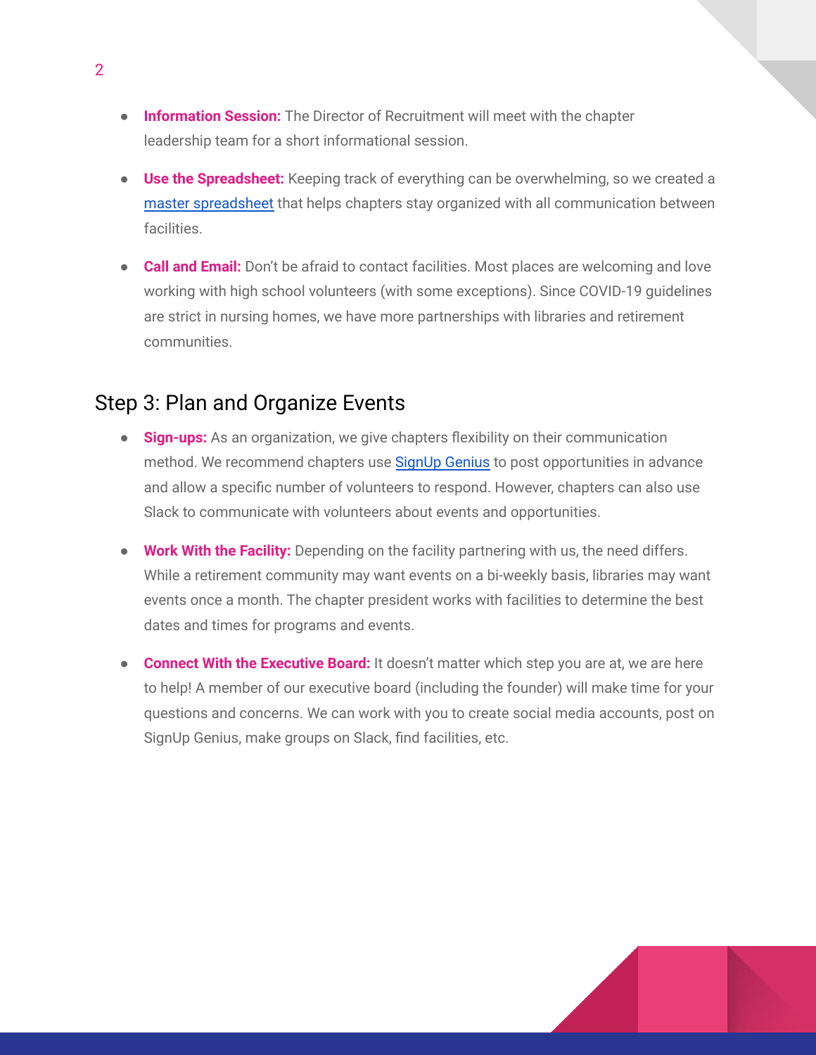- **Information Session:** The Director of Recruitment will meet with the chapter leadership team for a short informational session.
- **Use the Spreadsheet:** Keeping track of everything can be overwhelming, so we created a master spreadsheet that helps chapters stay organized with all communication between facilities.
- **Call and Email:** Don't be afraid to contact facilities. Most places are welcoming and love working with high school volunteers (with some exceptions). Since COVID-19 guidelines are strict in nursing homes, we have more partnerships with libraries and retirement communities.

## Step 3: Plan and Organize Events

- **Sign-ups:** As an organization, we give chapters flexibility on their communication method. We recommend chapters use SignUp Genius to post opportunities in advance and allow a specific number of volunteers to respond. However, chapters can also use Slack to communicate with volunteers about events and opportunities.
- **Work With the Facility:** Depending on the facility partnering with us, the need differs. While a retirement community may want events on a bi-weekly basis, libraries may want events once a month. The chapter president works with facilities to determine the best dates and times for programs and events.
- **Connect With the Executive Board:** It doesn't matter which step you are at, we are here to help! A member of our executive board (including the founder) will make time for your questions and concerns. We can work with you to create social media accounts, post on SignUp Genius, make groups on Slack, find facilities, etc.